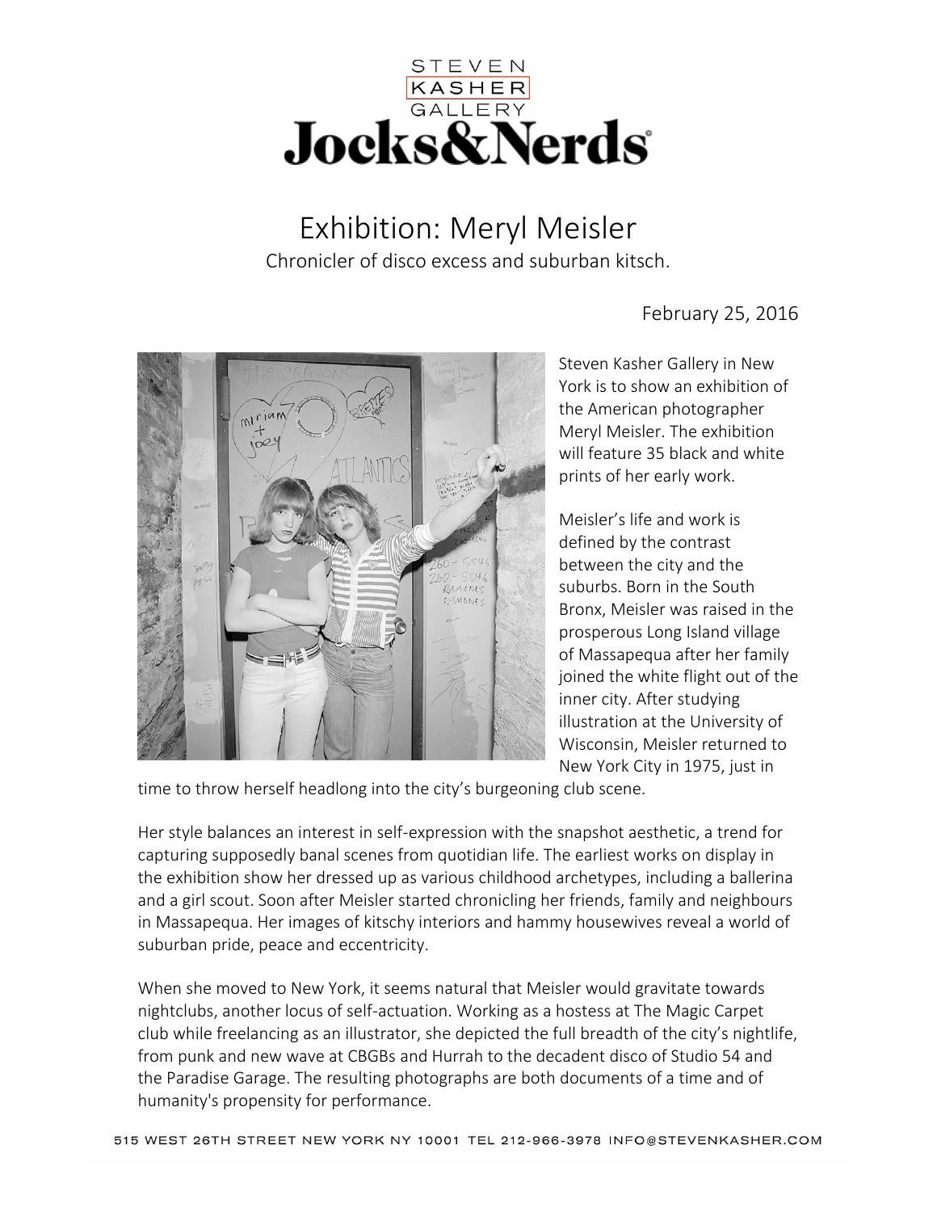STEVEN KASHER GALLERY

# Jocks&Nerds

## Exhibition: Meryl Meisler

Chronicler of disco excess and suburban kitsch.

February 25, 2016

Steven Kasher Gallery in New York is to show an exhibition of the American photographer Meryl Meisler. The exhibition will feature 35 black and white prints of her early work.

Meisler's life and work is defined by the contrast between the city and the suburbs. Born in the South Bronx, Meisler was raised in the prosperous Long Island village of Massapequa after her family joined the white flight out of the inner city. After studying illustration at the University of Wisconsin, Meisler returned to New York City in 1975, just in time to throw herself headlong into the city's burgeoning club scene.

Her style balances an interest in self-expression with the snapshot aesthetic, a trend for capturing supposedly banal scenes from quotidian life. The earliest works on display in the exhibition show her dressed up as various childhood archetypes, including a ballerina and a girl scout. Soon after Meisler started chronicling her friends, family and neighbours in Massapequa. Her images of kitschy interiors and hammy housewives reveal a world of suburban pride, peace and eccentricity.

When she moved to New York, it seems natural that Meisler would gravitate towards nightclubs, another locus of self-actuation. Working as a hostess at The Magic Carpet club while freelancing as an illustrator, she depicted the full breadth of the city's nightlife, from punk and new wave at CBGBs and Hurrah to the decadent disco of Studio 54 and the Paradise Garage. The resulting photographs are both documents of a time and of humanity's propensity for performance.

515 WEST 26TH STREET NEW YORK NY 10001 TEL 212-966-3978 INFO@STEVENKASHER.COM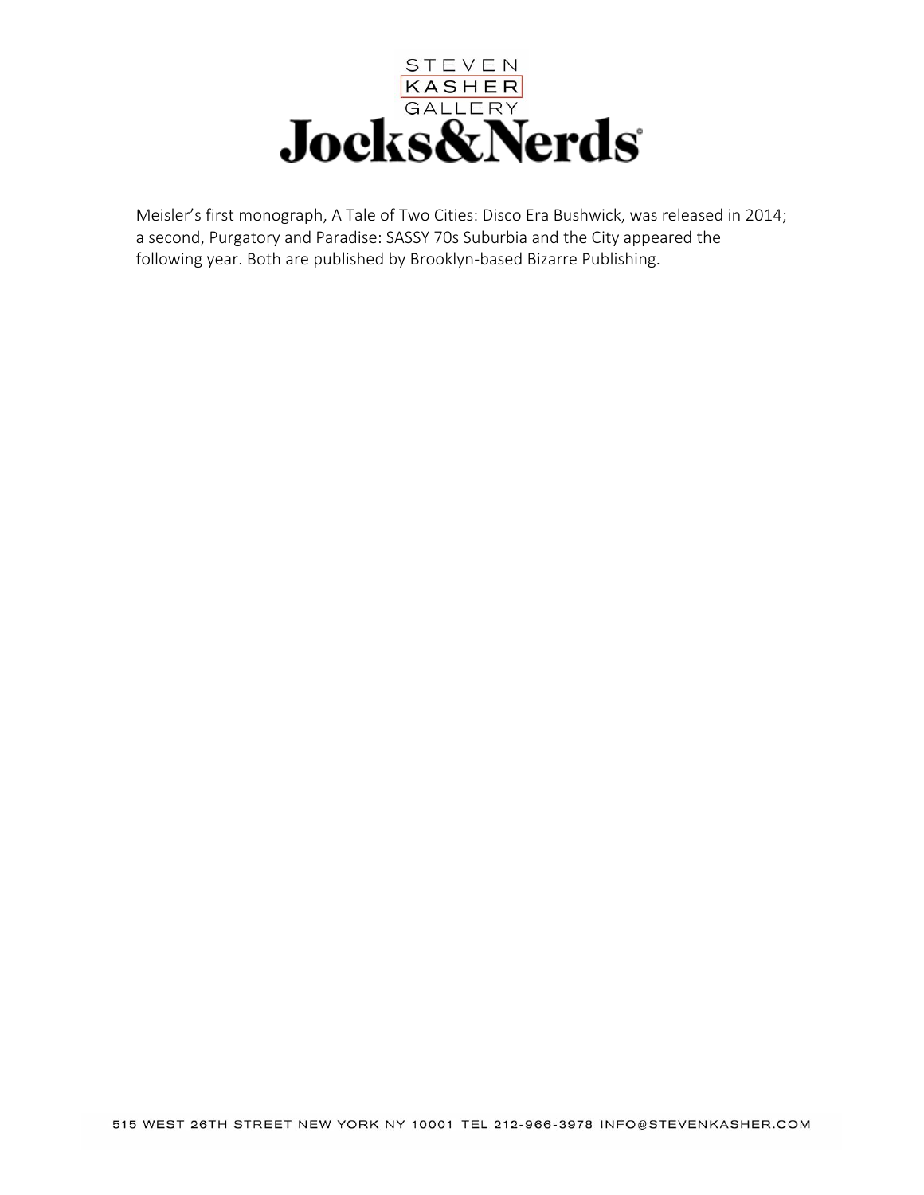Meisler's first monograph, A Tale of Two Cities: Disco Era Bushwick, was released in 2014; a second, Purgatory and Paradise: SASSY 70s Suburbia and the City appeared the following year. Both are published by Brooklyn-based Bizarre Publishing.